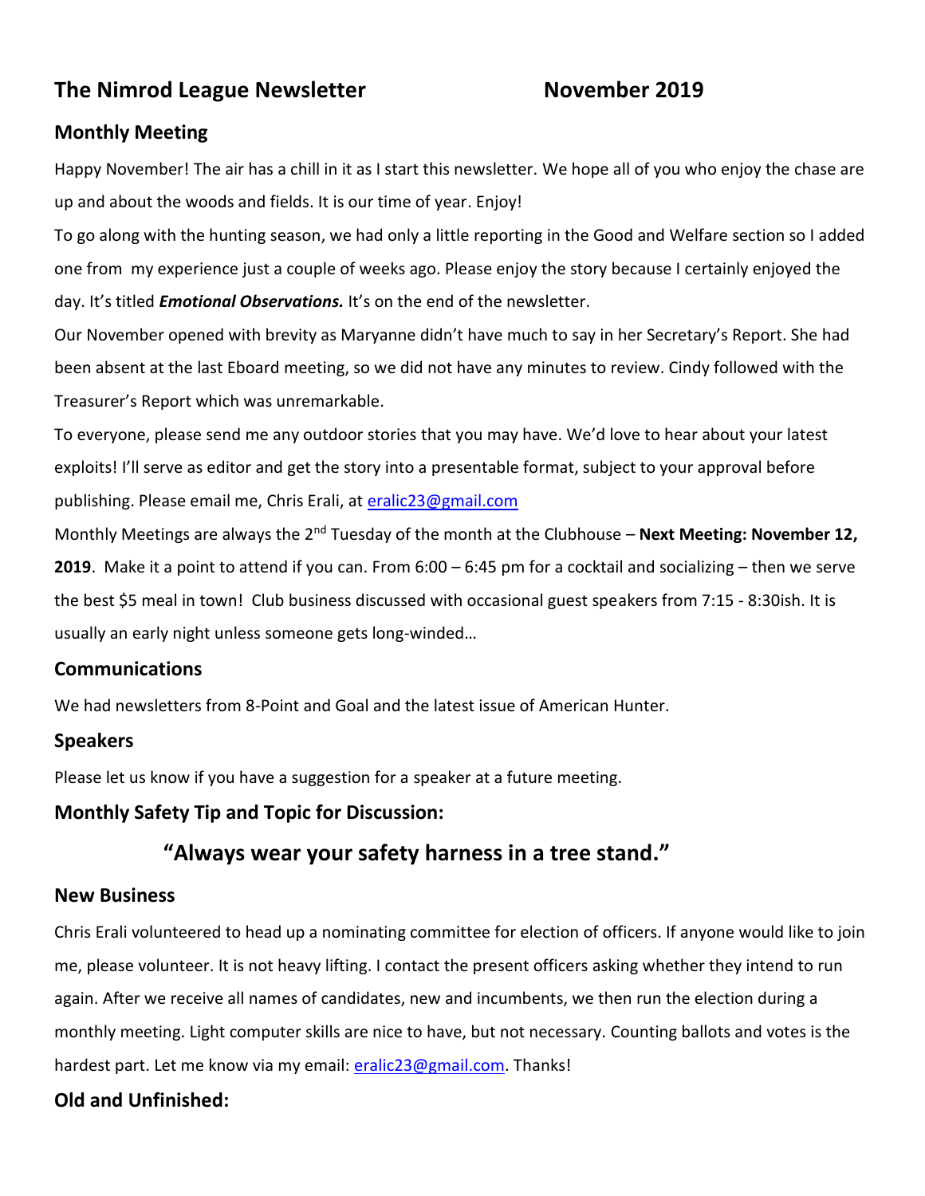# The Nimrod League Newsletter November 2019

## Monthly Meeting

Happy November! The air has a chill in it as I start this newsletter. We hope all of you who enjoy the chase are up and about the woods and fields. It is our time of year. Enjoy!

To go along with the hunting season, we had only a little reporting in the Good and Welfare section so I added one from my experience just a couple of weeks ago. Please enjoy the story because I certainly enjoyed the day. It's titled ***Emotional Observations.*** It's on the end of the newsletter.

Our November opened with brevity as Maryanne didn't have much to say in her Secretary's Report. She had been absent at the last Eboard meeting, so we did not have any minutes to review. Cindy followed with the Treasurer's Report which was unremarkable.

To everyone, please send me any outdoor stories that you may have. We'd love to hear about your latest exploits! I'll serve as editor and get the story into a presentable format, subject to your approval before publishing. Please email me, Chris Erali, at eralic23@gmail.com

Monthly Meetings are always the 2nd Tuesday of the month at the Clubhouse – **Next Meeting: November 12, 2019**. Make it a point to attend if you can. From 6:00 – 6:45 pm for a cocktail and socializing – then we serve the best $5 meal in town! Club business discussed with occasional guest speakers from 7:15 - 8:30ish. It is usually an early night unless someone gets long-winded…

## Communications

We had newsletters from 8-Point and Goal and the latest issue of American Hunter.

## Speakers

Please let us know if you have a suggestion for a speaker at a future meeting.

## Monthly Safety Tip and Topic for Discussion:

### "Always wear your safety harness in a tree stand."

## New Business

Chris Erali volunteered to head up a nominating committee for election of officers. If anyone would like to join me, please volunteer. It is not heavy lifting. I contact the present officers asking whether they intend to run again. After we receive all names of candidates, new and incumbents, we then run the election during a monthly meeting. Light computer skills are nice to have, but not necessary. Counting ballots and votes is the hardest part. Let me know via my email: eralic23@gmail.com. Thanks!

## Old and Unfinished: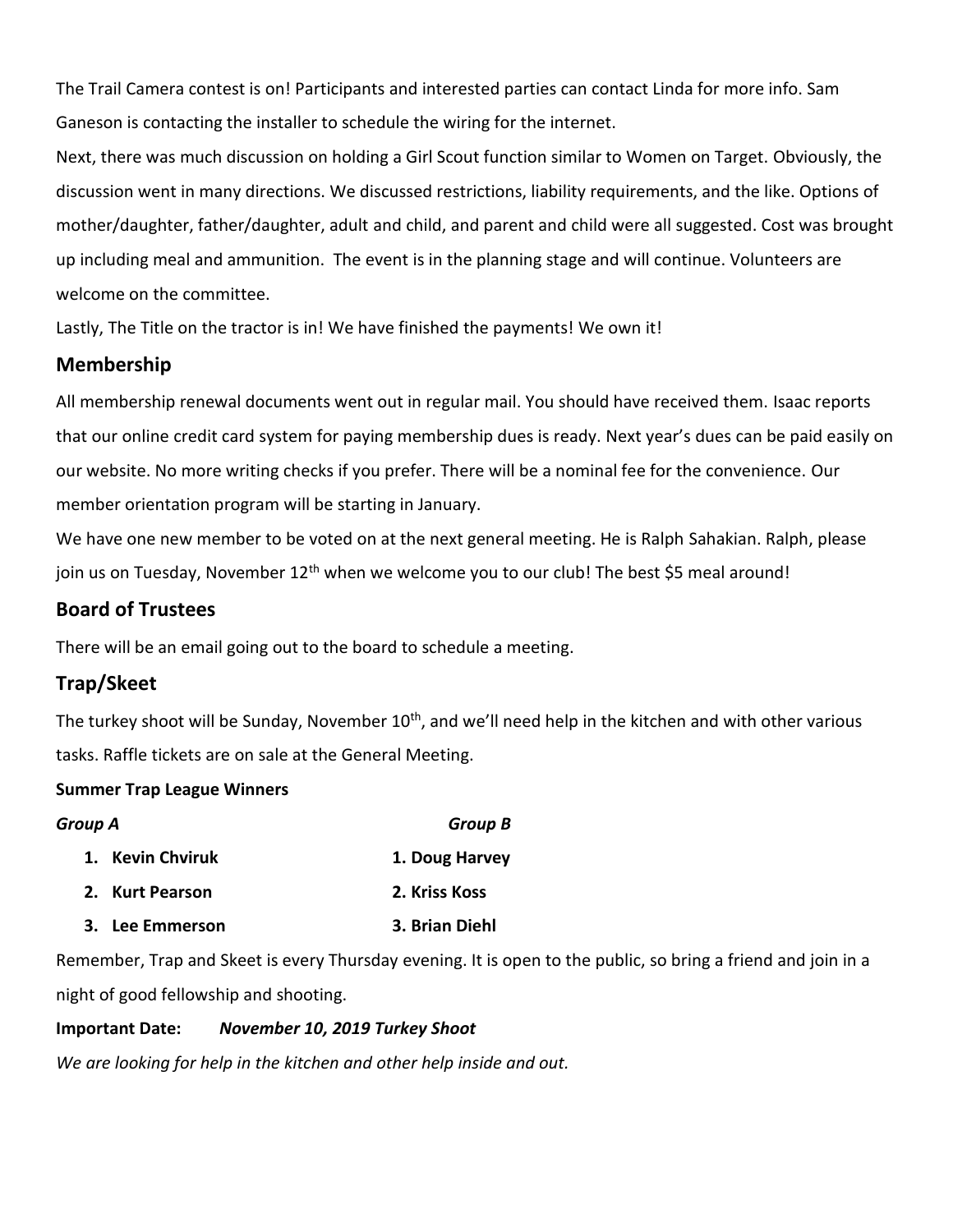The Trail Camera contest is on! Participants and interested parties can contact Linda for more info. Sam Ganeson is contacting the installer to schedule the wiring for the internet.

Next, there was much discussion on holding a Girl Scout function similar to Women on Target. Obviously, the discussion went in many directions. We discussed restrictions, liability requirements, and the like. Options of mother/daughter, father/daughter, adult and child, and parent and child were all suggested. Cost was brought up including meal and ammunition. The event is in the planning stage and will continue. Volunteers are welcome on the committee.

Lastly, The Title on the tractor is in! We have finished the payments! We own it!

## Membership

All membership renewal documents went out in regular mail. You should have received them. Isaac reports that our online credit card system for paying membership dues is ready. Next year's dues can be paid easily on our website. No more writing checks if you prefer. There will be a nominal fee for the convenience. Our member orientation program will be starting in January.

We have one new member to be voted on at the next general meeting. He is Ralph Sahakian. Ralph, please join us on Tuesday, November 12th when we welcome you to our club! The best $5 meal around!

## Board of Trustees

There will be an email going out to the board to schedule a meeting.

## Trap/Skeet

The turkey shoot will be Sunday, November 10th, and we'll need help in the kitchen and with other various tasks. Raffle tickets are on sale at the General Meeting.

**Summer Trap League Winners**

| ***Group A*** | ***Group B*** |
|---|---|
| **1. Kevin Chviruk** | **1. Doug Harvey** |
| **2. Kurt Pearson** | **2. Kriss Koss** |
| **3. Lee Emmerson** | **3. Brian Diehl** |

Remember, Trap and Skeet is every Thursday evening. It is open to the public, so bring a friend and join in a night of good fellowship and shooting.

**Important Date:** ***November 10, 2019 Turkey Shoot***

*We are looking for help in the kitchen and other help inside and out.*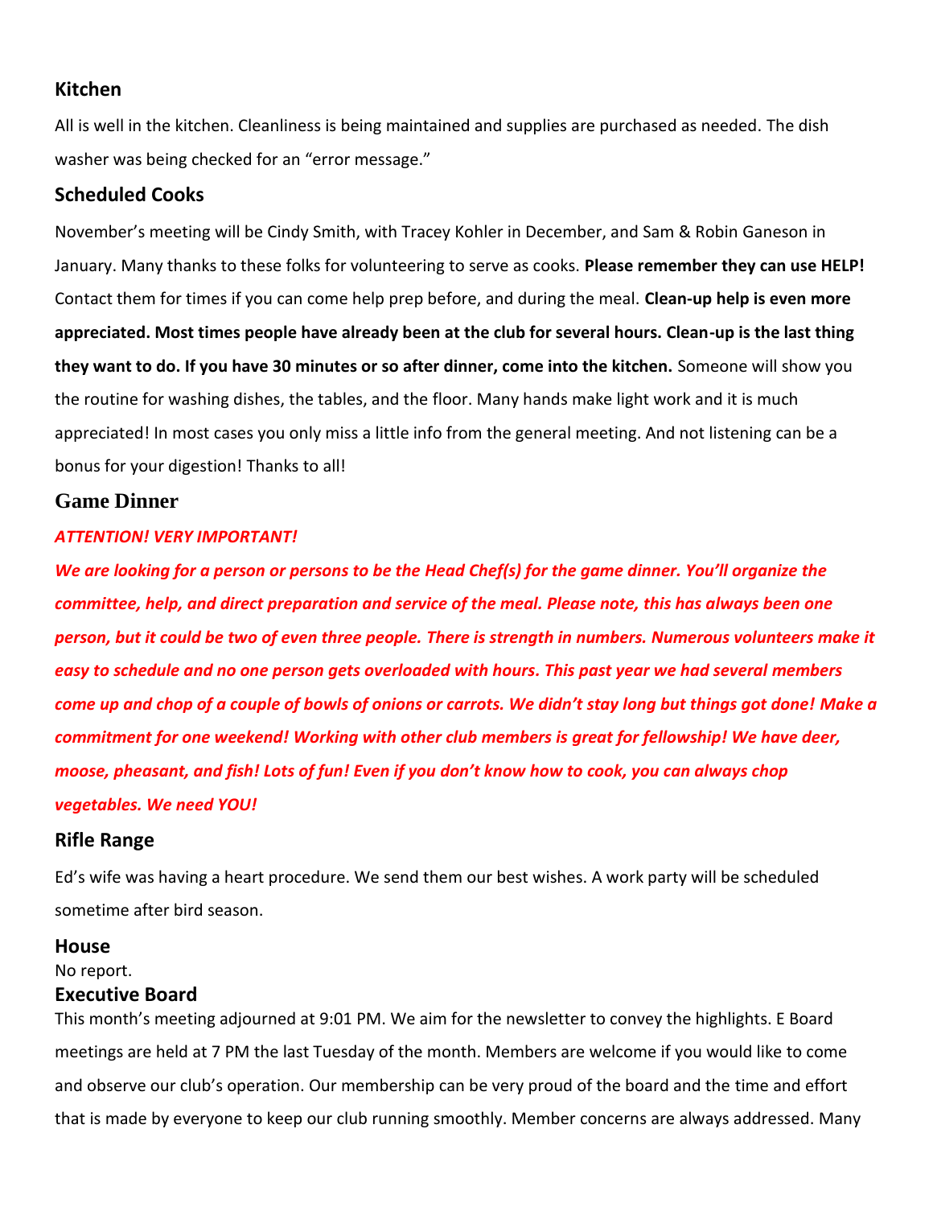## Kitchen

All is well in the kitchen. Cleanliness is being maintained and supplies are purchased as needed. The dish washer was being checked for an "error message."

## Scheduled Cooks

November's meeting will be Cindy Smith, with Tracey Kohler in December, and Sam & Robin Ganeson in January. Many thanks to these folks for volunteering to serve as cooks. **Please remember they can use HELP!** Contact them for times if you can come help prep before, and during the meal. **Clean-up help is even more appreciated. Most times people have already been at the club for several hours. Clean-up is the last thing they want to do. If you have 30 minutes or so after dinner, come into the kitchen.** Someone will show you the routine for washing dishes, the tables, and the floor. Many hands make light work and it is much appreciated! In most cases you only miss a little info from the general meeting. And not listening can be a bonus for your digestion! Thanks to all!

## Game Dinner

***ATTENTION! VERY IMPORTANT!***

***We are looking for a person or persons to be the Head Chef(s) for the game dinner. You'll organize the committee, help, and direct preparation and service of the meal. Please note, this has always been one person, but it could be two of even three people. There is strength in numbers. Numerous volunteers make it easy to schedule and no one person gets overloaded with hours. This past year we had several members come up and chop of a couple of bowls of onions or carrots. We didn't stay long but things got done! Make a commitment for one weekend! Working with other club members is great for fellowship! We have deer, moose, pheasant, and fish! Lots of fun! Even if you don't know how to cook, you can always chop vegetables. We need YOU!***

## Rifle Range

Ed's wife was having a heart procedure. We send them our best wishes. A work party will be scheduled sometime after bird season.

## House

No report.

## Executive Board

This month's meeting adjourned at 9:01 PM. We aim for the newsletter to convey the highlights. E Board meetings are held at 7 PM the last Tuesday of the month. Members are welcome if you would like to come and observe our club's operation. Our membership can be very proud of the board and the time and effort that is made by everyone to keep our club running smoothly. Member concerns are always addressed. Many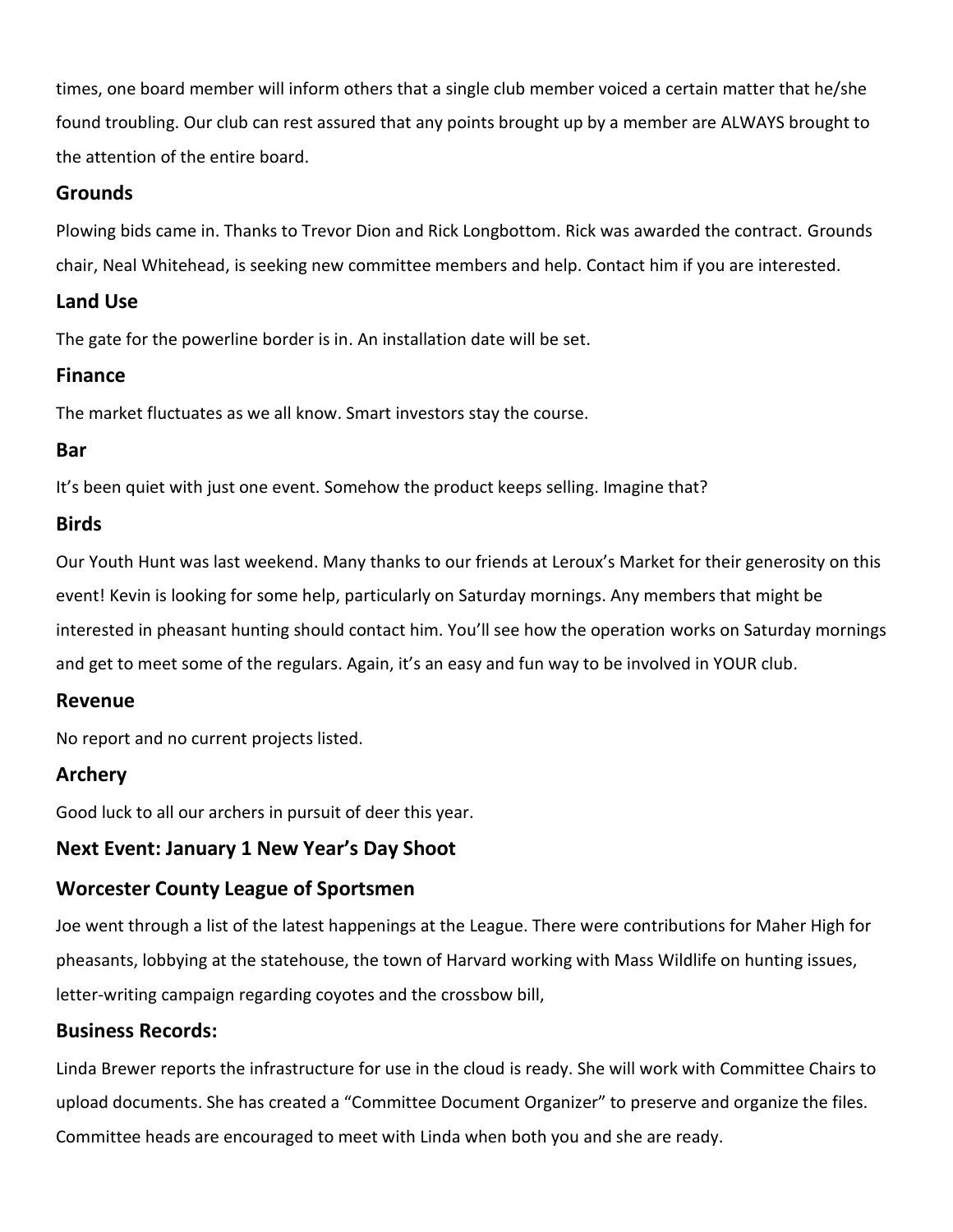times, one board member will inform others that a single club member voiced a certain matter that he/she found troubling. Our club can rest assured that any points brought up by a member are ALWAYS brought to the attention of the entire board.

### Grounds

Plowing bids came in. Thanks to Trevor Dion and Rick Longbottom. Rick was awarded the contract. Grounds chair, Neal Whitehead, is seeking new committee members and help. Contact him if you are interested.

### Land Use

The gate for the powerline border is in. An installation date will be set.

### Finance

The market fluctuates as we all know. Smart investors stay the course.

### Bar

It's been quiet with just one event. Somehow the product keeps selling. Imagine that?

### Birds

Our Youth Hunt was last weekend. Many thanks to our friends at Leroux's Market for their generosity on this event! Kevin is looking for some help, particularly on Saturday mornings. Any members that might be interested in pheasant hunting should contact him. You'll see how the operation works on Saturday mornings and get to meet some of the regulars. Again, it's an easy and fun way to be involved in YOUR club.

### Revenue

No report and no current projects listed.

### Archery

Good luck to all our archers in pursuit of deer this year.

### Next Event: January 1 New Year's Day Shoot

### Worcester County League of Sportsmen

Joe went through a list of the latest happenings at the League. There were contributions for Maher High for pheasants, lobbying at the statehouse, the town of Harvard working with Mass Wildlife on hunting issues, letter-writing campaign regarding coyotes and the crossbow bill,

### Business Records:

Linda Brewer reports the infrastructure for use in the cloud is ready. She will work with Committee Chairs to upload documents. She has created a "Committee Document Organizer" to preserve and organize the files. Committee heads are encouraged to meet with Linda when both you and she are ready.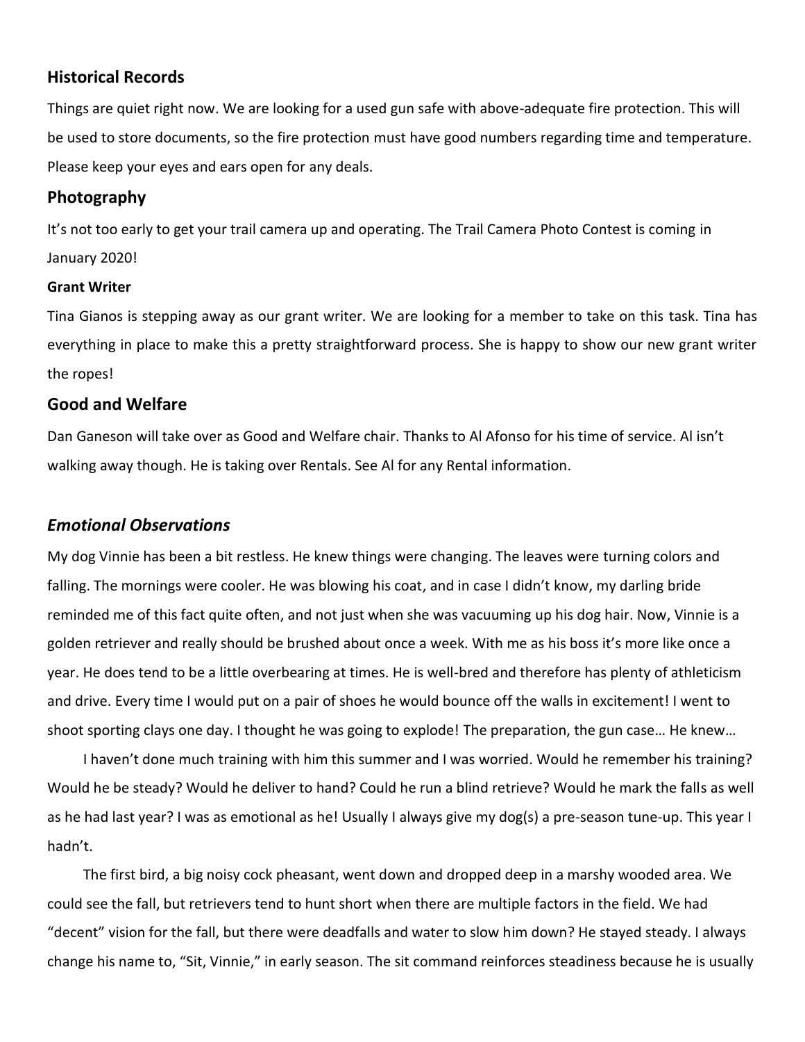## Historical Records

Things are quiet right now. We are looking for a used gun safe with above-adequate fire protection. This will be used to store documents, so the fire protection must have good numbers regarding time and temperature. Please keep your eyes and ears open for any deals.

## Photography

It's not too early to get your trail camera up and operating. The Trail Camera Photo Contest is coming in January 2020!

#### Grant Writer

Tina Gianos is stepping away as our grant writer. We are looking for a member to take on this task. Tina has everything in place to make this a pretty straightforward process. She is happy to show our new grant writer the ropes!

## Good and Welfare

Dan Ganeson will take over as Good and Welfare chair. Thanks to Al Afonso for his time of service. Al isn't walking away though. He is taking over Rentals. See Al for any Rental information.

## *Emotional Observations*

My dog Vinnie has been a bit restless. He knew things were changing. The leaves were turning colors and falling. The mornings were cooler. He was blowing his coat, and in case I didn't know, my darling bride reminded me of this fact quite often, and not just when she was vacuuming up his dog hair. Now, Vinnie is a golden retriever and really should be brushed about once a week. With me as his boss it's more like once a year. He does tend to be a little overbearing at times. He is well-bred and therefore has plenty of athleticism and drive. Every time I would put on a pair of shoes he would bounce off the walls in excitement! I went to shoot sporting clays one day. I thought he was going to explode! The preparation, the gun case… He knew…

I haven't done much training with him this summer and I was worried. Would he remember his training? Would he be steady? Would he deliver to hand? Could he run a blind retrieve? Would he mark the falls as well as he had last year? I was as emotional as he! Usually I always give my dog(s) a pre-season tune-up. This year I hadn't.

The first bird, a big noisy cock pheasant, went down and dropped deep in a marshy wooded area. We could see the fall, but retrievers tend to hunt short when there are multiple factors in the field. We had "decent" vision for the fall, but there were deadfalls and water to slow him down? He stayed steady. I always change his name to, "Sit, Vinnie," in early season. The sit command reinforces steadiness because he is usually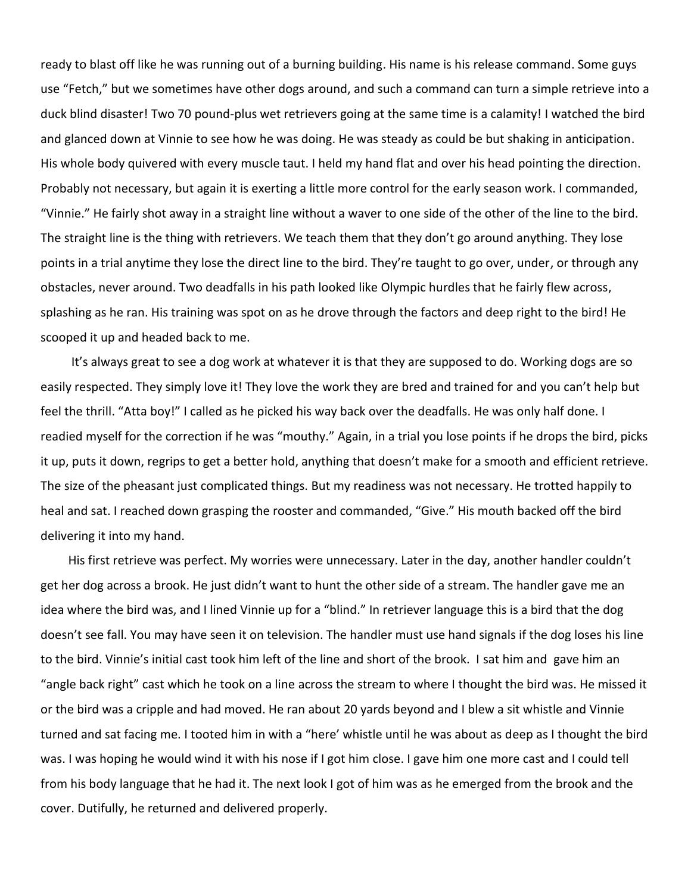ready to blast off like he was running out of a burning building. His name is his release command. Some guys use "Fetch," but we sometimes have other dogs around, and such a command can turn a simple retrieve into a duck blind disaster! Two 70 pound-plus wet retrievers going at the same time is a calamity! I watched the bird and glanced down at Vinnie to see how he was doing. He was steady as could be but shaking in anticipation. His whole body quivered with every muscle taut. I held my hand flat and over his head pointing the direction. Probably not necessary, but again it is exerting a little more control for the early season work. I commanded, "Vinnie." He fairly shot away in a straight line without a waver to one side of the other of the line to the bird. The straight line is the thing with retrievers. We teach them that they don't go around anything. They lose points in a trial anytime they lose the direct line to the bird. They're taught to go over, under, or through any obstacles, never around. Two deadfalls in his path looked like Olympic hurdles that he fairly flew across, splashing as he ran. His training was spot on as he drove through the factors and deep right to the bird! He scooped it up and headed back to me.

It's always great to see a dog work at whatever it is that they are supposed to do. Working dogs are so easily respected. They simply love it! They love the work they are bred and trained for and you can't help but feel the thrill. "Atta boy!" I called as he picked his way back over the deadfalls. He was only half done. I readied myself for the correction if he was "mouthy." Again, in a trial you lose points if he drops the bird, picks it up, puts it down, regrips to get a better hold, anything that doesn't make for a smooth and efficient retrieve. The size of the pheasant just complicated things. But my readiness was not necessary. He trotted happily to heal and sat. I reached down grasping the rooster and commanded, "Give." His mouth backed off the bird delivering it into my hand.

His first retrieve was perfect. My worries were unnecessary. Later in the day, another handler couldn't get her dog across a brook. He just didn't want to hunt the other side of a stream. The handler gave me an idea where the bird was, and I lined Vinnie up for a "blind." In retriever language this is a bird that the dog doesn't see fall. You may have seen it on television. The handler must use hand signals if the dog loses his line to the bird. Vinnie's initial cast took him left of the line and short of the brook. I sat him and gave him an "angle back right" cast which he took on a line across the stream to where I thought the bird was. He missed it or the bird was a cripple and had moved. He ran about 20 yards beyond and I blew a sit whistle and Vinnie turned and sat facing me. I tooted him in with a "here' whistle until he was about as deep as I thought the bird was. I was hoping he would wind it with his nose if I got him close. I gave him one more cast and I could tell from his body language that he had it. The next look I got of him was as he emerged from the brook and the cover. Dutifully, he returned and delivered properly.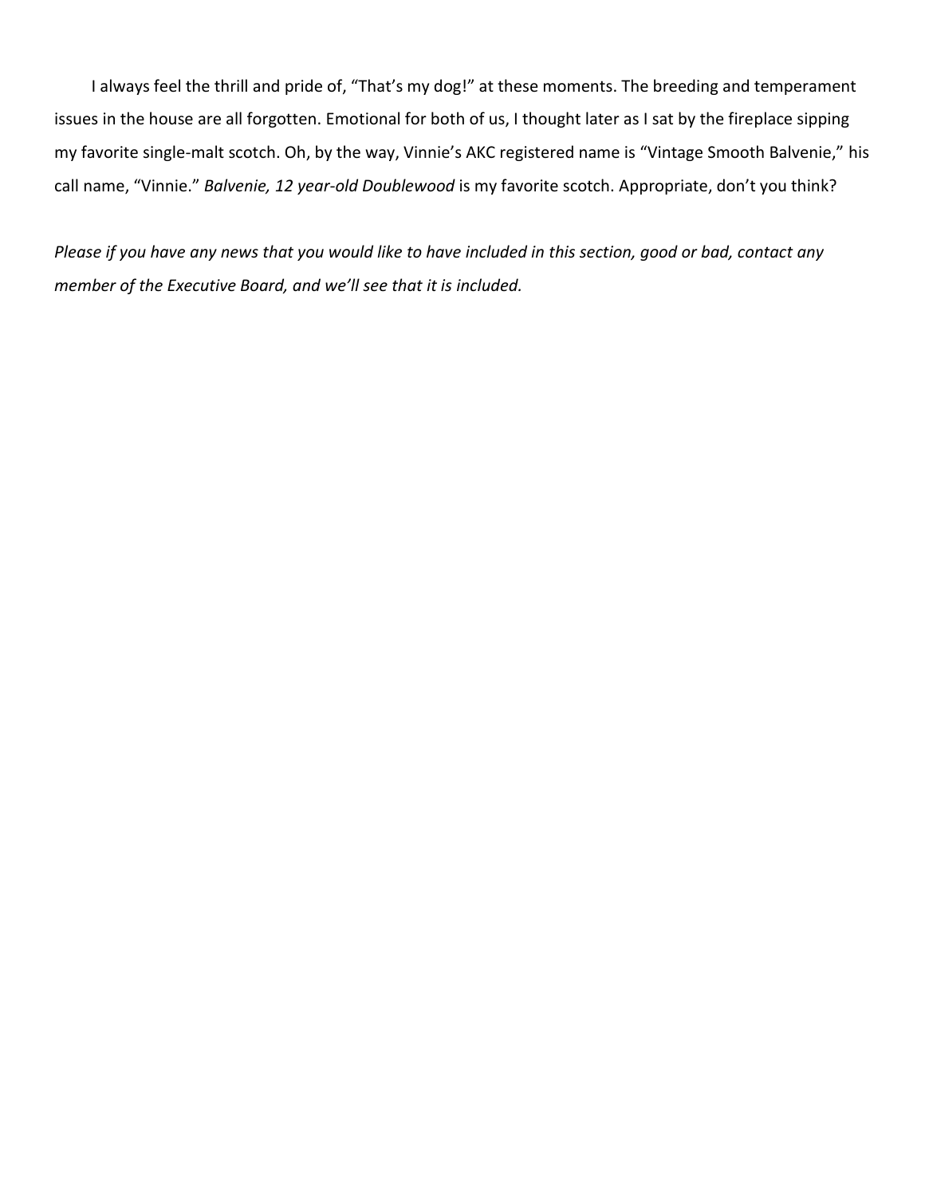I always feel the thrill and pride of, “That’s my dog!” at these moments. The breeding and temperament issues in the house are all forgotten. Emotional for both of us, I thought later as I sat by the fireplace sipping my favorite single-malt scotch. Oh, by the way, Vinnie’s AKC registered name is “Vintage Smooth Balvenie,” his call name, “Vinnie.” *Balvenie, 12 year-old Doublewood* is my favorite scotch. Appropriate, don’t you think?

*Please if you have any news that you would like to have included in this section, good or bad, contact any member of the Executive Board, and we’ll see that it is included.*